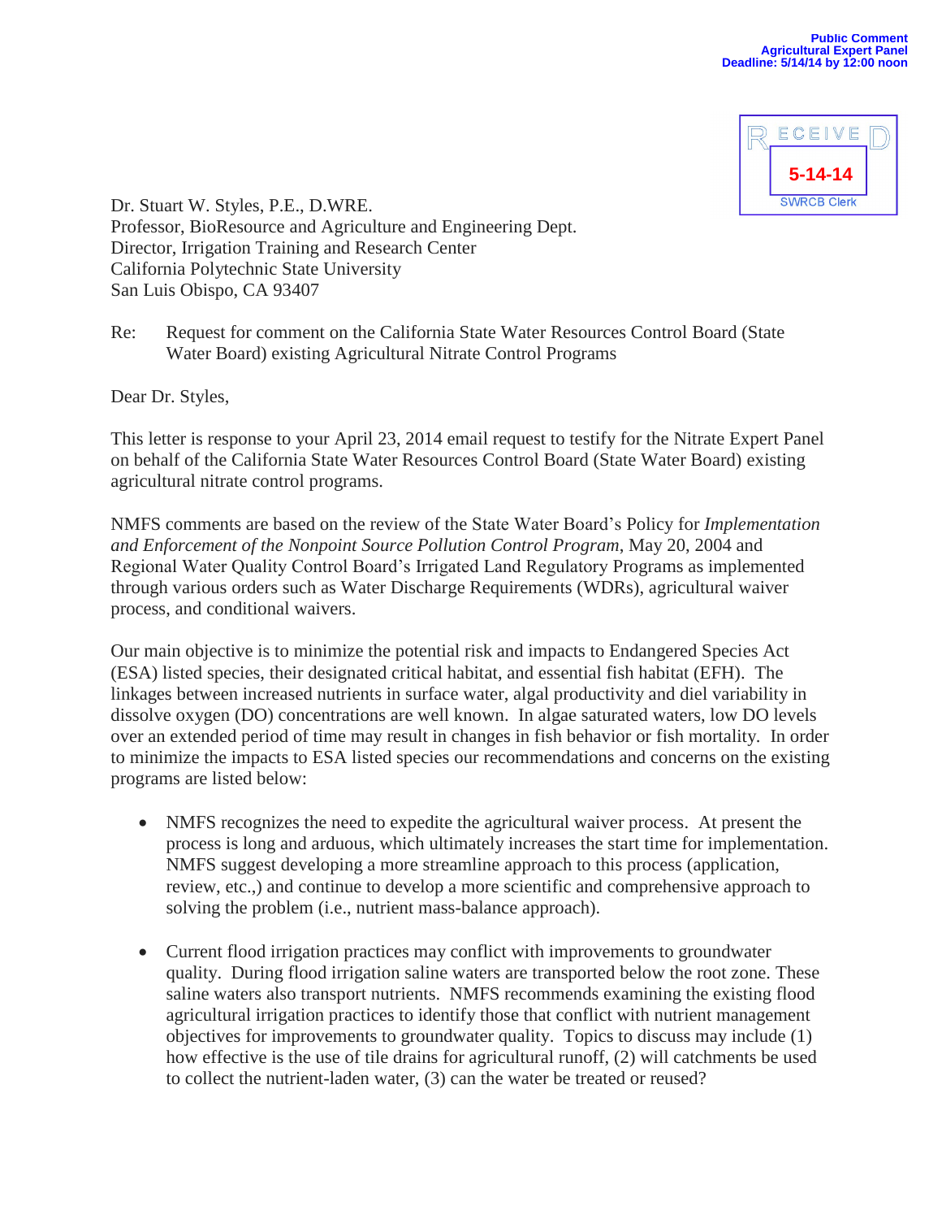**Public Comment**
**Agricultural Expert Panel**
**Deadline: 5/14/14 by 12:00 noon**

RECEIVED
5-14-14
SWRCB Clerk

Dr. Stuart W. Styles, P.E., D.WRE.
Professor, BioResource and Agriculture and Engineering Dept.
Director, Irrigation Training and Research Center
California Polytechnic State University
San Luis Obispo, CA 93407

Re: Request for comment on the California State Water Resources Control Board (State Water Board) existing Agricultural Nitrate Control Programs

Dear Dr. Styles,

This letter is response to your April 23, 2014 email request to testify for the Nitrate Expert Panel on behalf of the California State Water Resources Control Board (State Water Board) existing agricultural nitrate control programs.

NMFS comments are based on the review of the State Water Board's Policy for *Implementation and Enforcement of the Nonpoint Source Pollution Control Program*, May 20, 2004 and Regional Water Quality Control Board's Irrigated Land Regulatory Programs as implemented through various orders such as Water Discharge Requirements (WDRs), agricultural waiver process, and conditional waivers.

Our main objective is to minimize the potential risk and impacts to Endangered Species Act (ESA) listed species, their designated critical habitat, and essential fish habitat (EFH). The linkages between increased nutrients in surface water, algal productivity and diel variability in dissolve oxygen (DO) concentrations are well known. In algae saturated waters, low DO levels over an extended period of time may result in changes in fish behavior or fish mortality. In order to minimize the impacts to ESA listed species our recommendations and concerns on the existing programs are listed below:

- NMFS recognizes the need to expedite the agricultural waiver process. At present the process is long and arduous, which ultimately increases the start time for implementation. NMFS suggest developing a more streamline approach to this process (application, review, etc.,) and continue to develop a more scientific and comprehensive approach to solving the problem (i.e., nutrient mass-balance approach).

- Current flood irrigation practices may conflict with improvements to groundwater quality. During flood irrigation saline waters are transported below the root zone. These saline waters also transport nutrients. NMFS recommends examining the existing flood agricultural irrigation practices to identify those that conflict with nutrient management objectives for improvements to groundwater quality. Topics to discuss may include (1) how effective is the use of tile drains for agricultural runoff, (2) will catchments be used to collect the nutrient-laden water, (3) can the water be treated or reused?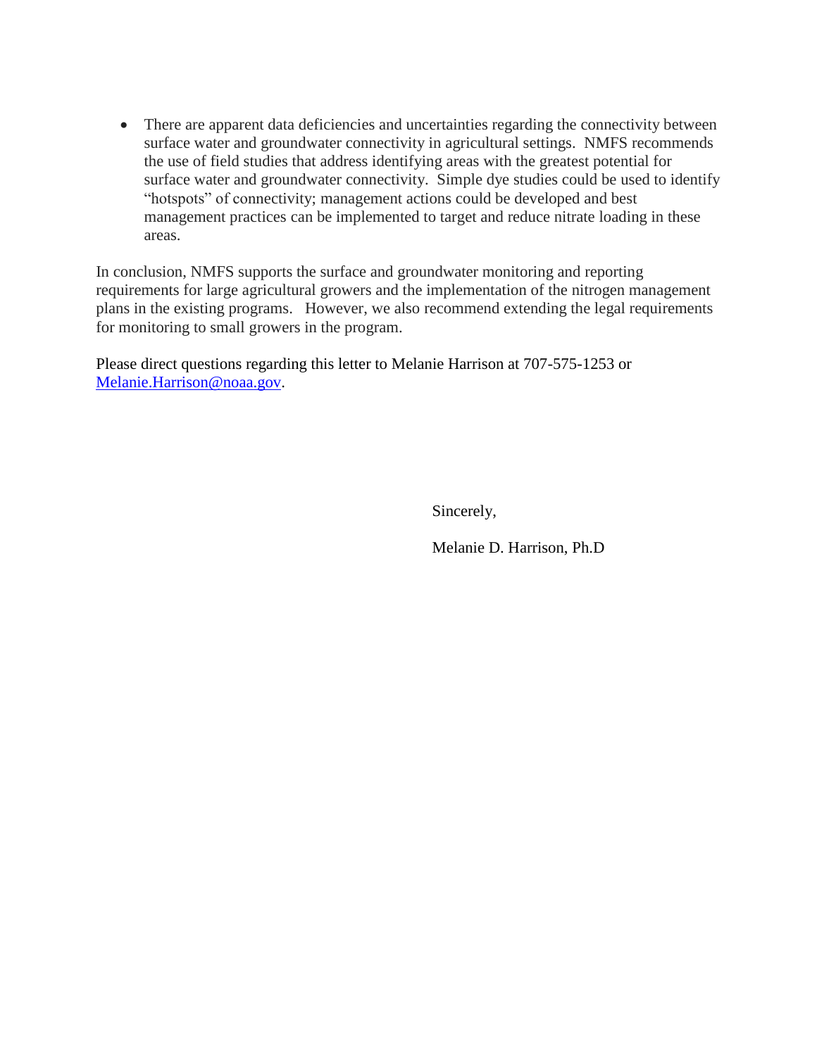- There are apparent data deficiencies and uncertainties regarding the connectivity between surface water and groundwater connectivity in agricultural settings. NMFS recommends the use of field studies that address identifying areas with the greatest potential for surface water and groundwater connectivity. Simple dye studies could be used to identify "hotspots" of connectivity; management actions could be developed and best management practices can be implemented to target and reduce nitrate loading in these areas.

In conclusion, NMFS supports the surface and groundwater monitoring and reporting requirements for large agricultural growers and the implementation of the nitrogen management plans in the existing programs. However, we also recommend extending the legal requirements for monitoring to small growers in the program.

Please direct questions regarding this letter to Melanie Harrison at 707-575-1253 or Melanie.Harrison@noaa.gov.

Sincerely,

Melanie D. Harrison, Ph.D